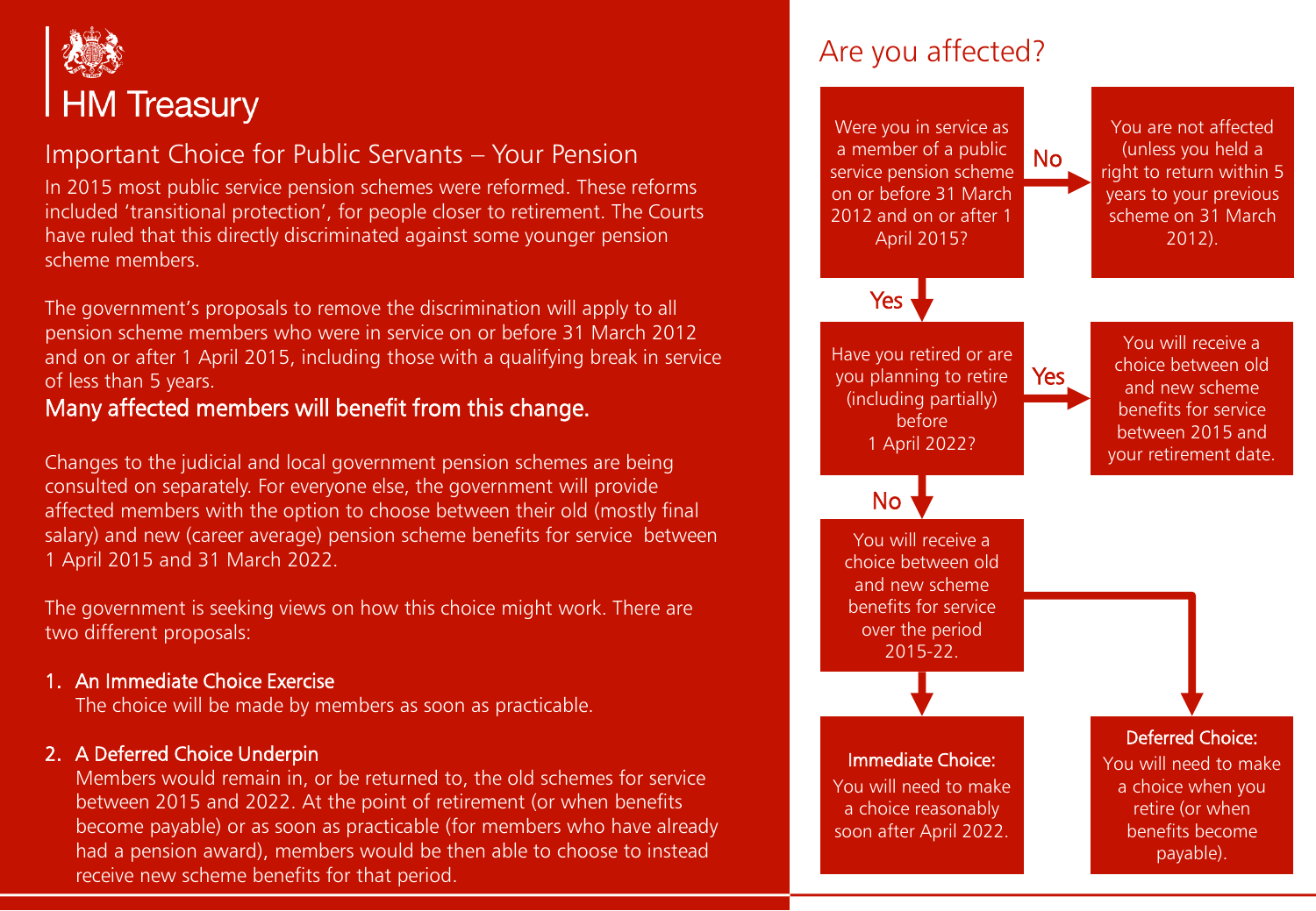HM Treasury

## Important Choice for Public Servants – Your Pension

In 2015 most public service pension schemes were reformed. These reforms included 'transitional protection', for people closer to retirement. The Courts have ruled that this directly discriminated against some younger pension scheme members.

The government's proposals to remove the discrimination will apply to all pension scheme members who were in service on or before 31 March 2012 and on or after 1 April 2015, including those with a qualifying break in service of less than 5 years.

**Many affected members will benefit from this change.**

Changes to the judicial and local government pension schemes are being consulted on separately. For everyone else, the government will provide affected members with the option to choose between their old (mostly final salary) and new (career average) pension scheme benefits for service between 1 April 2015 and 31 March 2022.

The government is seeking views on how this choice might work. There are two different proposals:

1. **An Immediate Choice Exercise**
   The choice will be made by members as soon as practicable.

2. **A Deferred Choice Underpin**
   Members would remain in, or be returned to, the old schemes for service between 2015 and 2022. At the point of retirement (or when benefits become payable) or as soon as practicable (for members who have already had a pension award), members would be then able to choose to instead receive new scheme benefits for that period.

## Are you affected?

Were you in service as a member of a public service pension scheme on or before 31 March 2012 and on or after 1 April 2015?

- **No** → You are not affected (unless you held a right to return within 5 years to your previous scheme on 31 March 2012).
- **Yes** → Have you retired or are you planning to retire (including partially) before 1 April 2022?
  - **Yes** → You will receive a choice between old and new scheme benefits for service between 2015 and your retirement date.
  - **No** → You will receive a choice between old and new scheme benefits for service over the period 2015-22.
    - **Immediate Choice:** You will need to make a choice reasonably soon after April 2022.
    - **Deferred Choice:** You will need to make a choice when you retire (or when benefits become payable).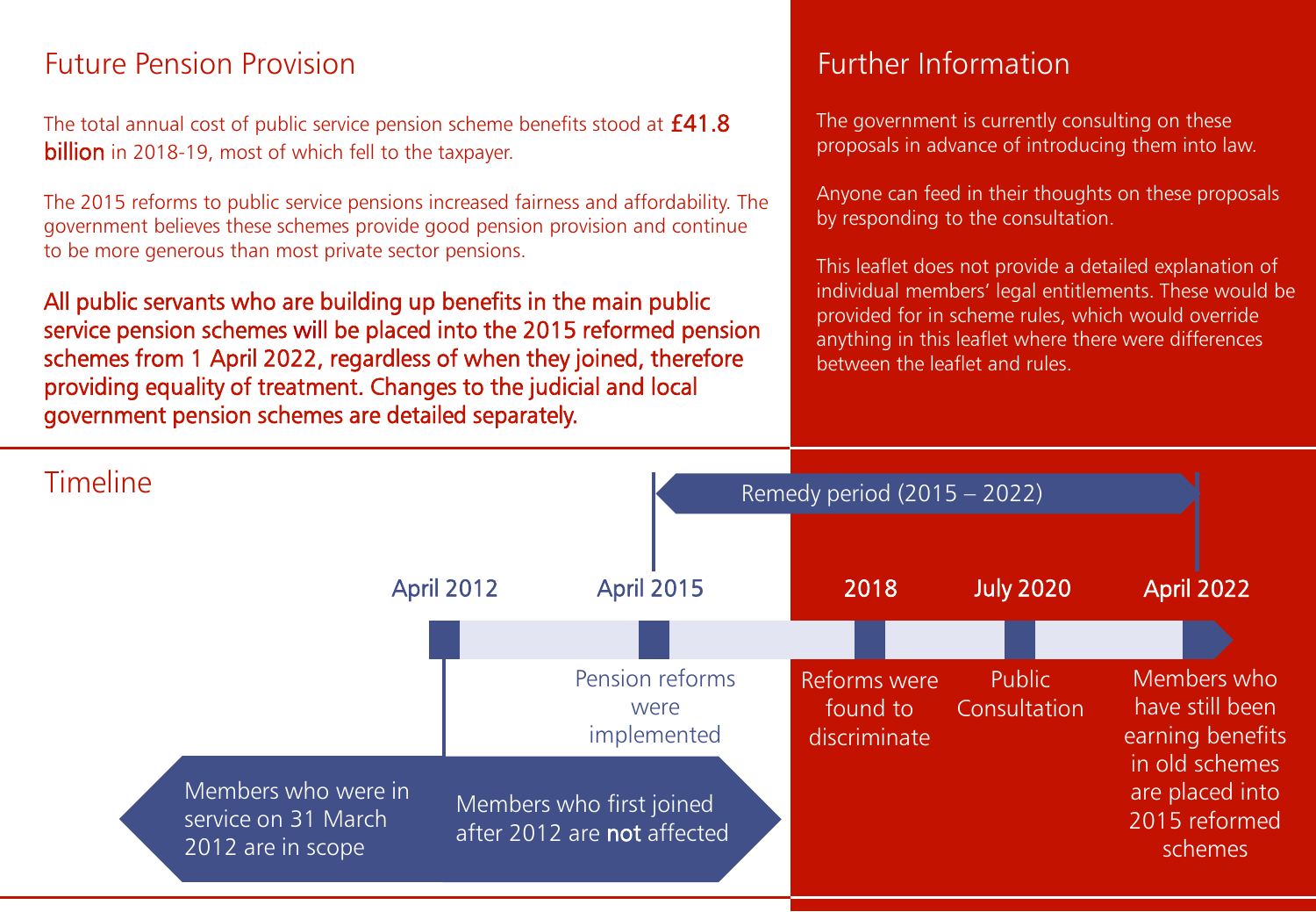## Future Pension Provision

The total annual cost of public service pension scheme benefits stood at **£41.8 billion** in 2018-19, most of which fell to the taxpayer.

The 2015 reforms to public service pensions increased fairness and affordability. The government believes these schemes provide good pension provision and continue to be more generous than most private sector pensions.

**All public servants who are building up benefits in the main public service pension schemes will be placed into the 2015 reformed pension schemes from 1 April 2022, regardless of when they joined, therefore providing equality of treatment. Changes to the judicial and local government pension schemes are detailed separately.**

## Further Information

The government is currently consulting on these proposals in advance of introducing them into law.

Anyone can feed in their thoughts on these proposals by responding to the consultation.

This leaflet does not provide a detailed explanation of individual members' legal entitlements. These would be provided for in scheme rules, which would override anything in this leaflet where there were differences between the leaflet and rules.

## Timeline

Remedy period (2015 – 2022)

- **April 2012**
  - Members who were in service on 31 March 2012 are in scope
  - Members who first joined after 2012 are **not** affected
- **April 2015** – Pension reforms were implemented
- **2018** – Reforms were found to discriminate
- **July 2020** – Public Consultation
- **April 2022** – Members who have still been earning benefits in old schemes are placed into 2015 reformed schemes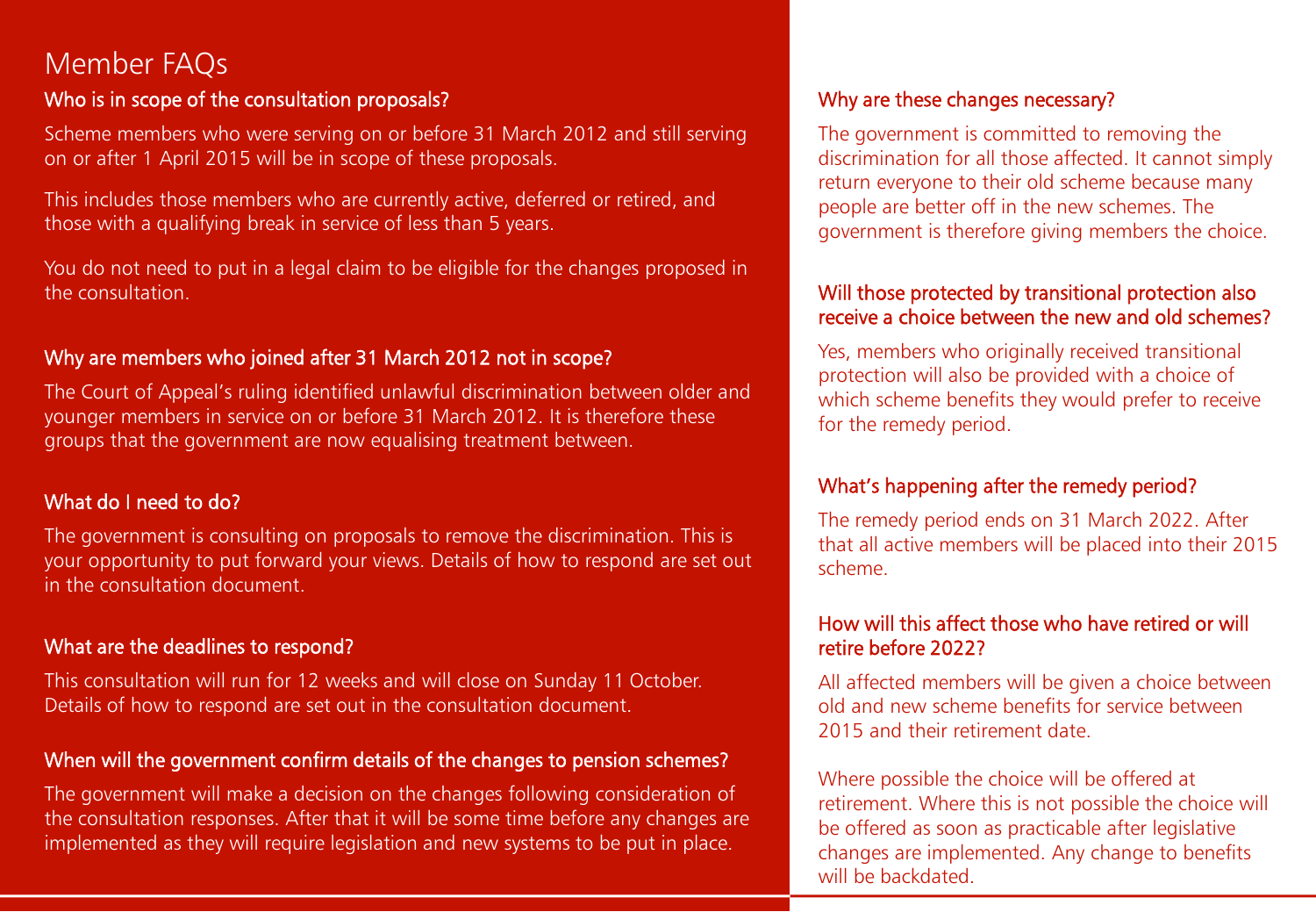# Member FAQs

### Who is in scope of the consultation proposals?

Scheme members who were serving on or before 31 March 2012 and still serving on or after 1 April 2015 will be in scope of these proposals.

This includes those members who are currently active, deferred or retired, and those with a qualifying break in service of less than 5 years.

You do not need to put in a legal claim to be eligible for the changes proposed in the consultation.

### Why are members who joined after 31 March 2012 not in scope?

The Court of Appeal's ruling identified unlawful discrimination between older and younger members in service on or before 31 March 2012. It is therefore these groups that the government are now equalising treatment between.

### What do I need to do?

The government is consulting on proposals to remove the discrimination. This is your opportunity to put forward your views. Details of how to respond are set out in the consultation document.

### What are the deadlines to respond?

This consultation will run for 12 weeks and will close on Sunday 11 October. Details of how to respond are set out in the consultation document.

### When will the government confirm details of the changes to pension schemes?

The government will make a decision on the changes following consideration of the consultation responses. After that it will be some time before any changes are implemented as they will require legislation and new systems to be put in place.

### Why are these changes necessary?

The government is committed to removing the discrimination for all those affected. It cannot simply return everyone to their old scheme because many people are better off in the new schemes. The government is therefore giving members the choice.

### Will those protected by transitional protection also receive a choice between the new and old schemes?

Yes, members who originally received transitional protection will also be provided with a choice of which scheme benefits they would prefer to receive for the remedy period.

### What's happening after the remedy period?

The remedy period ends on 31 March 2022. After that all active members will be placed into their 2015 scheme.

### How will this affect those who have retired or will retire before 2022?

All affected members will be given a choice between old and new scheme benefits for service between 2015 and their retirement date.

Where possible the choice will be offered at retirement. Where this is not possible the choice will be offered as soon as practicable after legislative changes are implemented. Any change to benefits will be backdated.